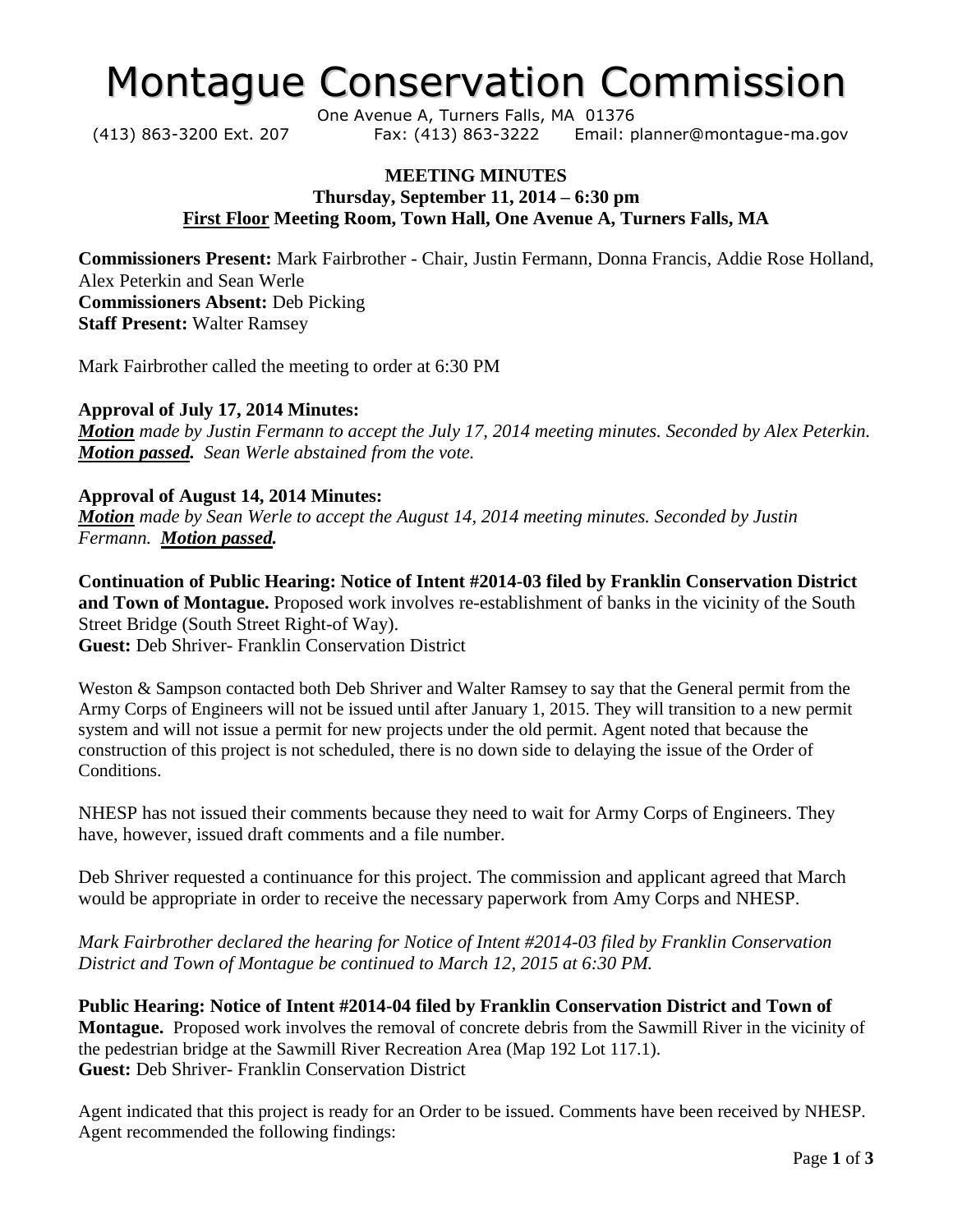# Montague Conservation Commission

One Avenue A, Turners Falls, MA 01376
(413) 863-3200 Ext. 207     Fax: (413) 863-3222     Email: planner@montague-ma.gov

**MEETING MINUTES**
**Thursday, September 11, 2014 – 6:30 pm**
**First Floor Meeting Room, Town Hall, One Avenue A, Turners Falls, MA**

**Commissioners Present:** Mark Fairbrother - Chair, Justin Fermann, Donna Francis, Addie Rose Holland, Alex Peterkin and Sean Werle
**Commissioners Absent:** Deb Picking
**Staff Present:** Walter Ramsey

Mark Fairbrother called the meeting to order at 6:30 PM

**Approval of July 17, 2014 Minutes:**
***Motion*** *made by Justin Fermann to accept the July 17, 2014 meeting minutes. Seconded by Alex Peterkin.* ***Motion passed.*** *Sean Werle abstained from the vote.*

**Approval of August 14, 2014 Minutes:**
***Motion*** *made by Sean Werle to accept the August 14, 2014 meeting minutes. Seconded by Justin Fermann.* ***Motion passed.***

**Continuation of Public Hearing: Notice of Intent #2014-03 filed by Franklin Conservation District and Town of Montague.** Proposed work involves re-establishment of banks in the vicinity of the South Street Bridge (South Street Right-of Way).
**Guest:** Deb Shriver- Franklin Conservation District

Weston & Sampson contacted both Deb Shriver and Walter Ramsey to say that the General permit from the Army Corps of Engineers will not be issued until after January 1, 2015. They will transition to a new permit system and will not issue a permit for new projects under the old permit. Agent noted that because the construction of this project is not scheduled, there is no down side to delaying the issue of the Order of Conditions.

NHESP has not issued their comments because they need to wait for Army Corps of Engineers. They have, however, issued draft comments and a file number.

Deb Shriver requested a continuance for this project. The commission and applicant agreed that March would be appropriate in order to receive the necessary paperwork from Amy Corps and NHESP.

*Mark Fairbrother declared the hearing for Notice of Intent #2014-03 filed by Franklin Conservation District and Town of Montague be continued to March 12, 2015 at 6:30 PM.*

**Public Hearing: Notice of Intent #2014-04 filed by Franklin Conservation District and Town of Montague.** Proposed work involves the removal of concrete debris from the Sawmill River in the vicinity of the pedestrian bridge at the Sawmill River Recreation Area (Map 192 Lot 117.1).
**Guest:** Deb Shriver- Franklin Conservation District

Agent indicated that this project is ready for an Order to be issued. Comments have been received by NHESP. Agent recommended the following findings: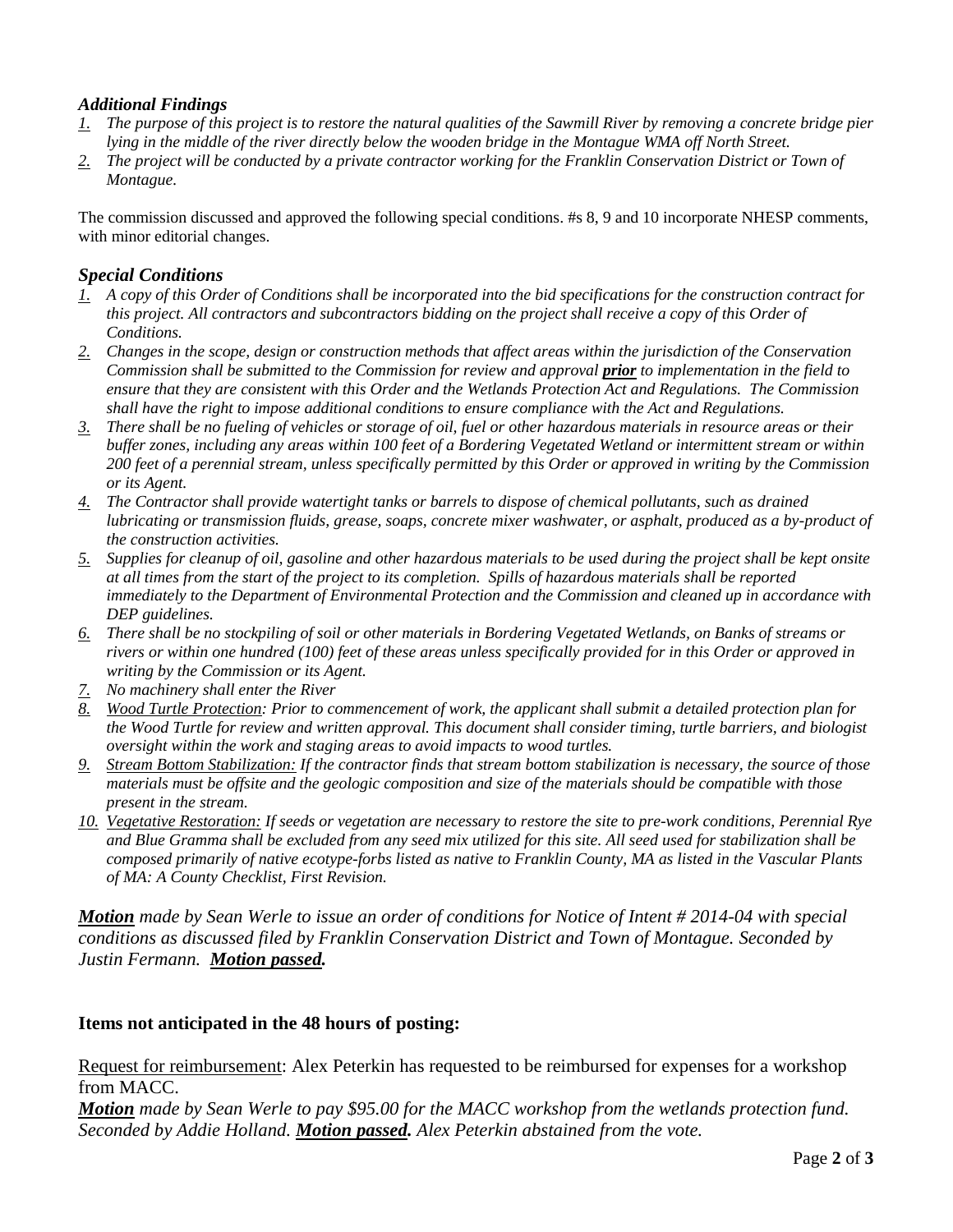### *Additional Findings*

1. *The purpose of this project is to restore the natural qualities of the Sawmill River by removing a concrete bridge pier lying in the middle of the river directly below the wooden bridge in the Montague WMA off North Street.*
2. *The project will be conducted by a private contractor working for the Franklin Conservation District or Town of Montague.*

The commission discussed and approved the following special conditions. #s 8, 9 and 10 incorporate NHESP comments, with minor editorial changes.

### *Special Conditions*

1. *A copy of this Order of Conditions shall be incorporated into the bid specifications for the construction contract for this project. All contractors and subcontractors bidding on the project shall receive a copy of this Order of Conditions.*
2. *Changes in the scope, design or construction methods that affect areas within the jurisdiction of the Conservation Commission shall be submitted to the Commission for review and approval* ***prior*** *to implementation in the field to ensure that they are consistent with this Order and the Wetlands Protection Act and Regulations. The Commission shall have the right to impose additional conditions to ensure compliance with the Act and Regulations.*
3. *There shall be no fueling of vehicles or storage of oil, fuel or other hazardous materials in resource areas or their buffer zones, including any areas within 100 feet of a Bordering Vegetated Wetland or intermittent stream or within 200 feet of a perennial stream, unless specifically permitted by this Order or approved in writing by the Commission or its Agent.*
4. *The Contractor shall provide watertight tanks or barrels to dispose of chemical pollutants, such as drained lubricating or transmission fluids, grease, soaps, concrete mixer washwater, or asphalt, produced as a by-product of the construction activities.*
5. *Supplies for cleanup of oil, gasoline and other hazardous materials to be used during the project shall be kept onsite at all times from the start of the project to its completion. Spills of hazardous materials shall be reported immediately to the Department of Environmental Protection and the Commission and cleaned up in accordance with DEP guidelines.*
6. *There shall be no stockpiling of soil or other materials in Bordering Vegetated Wetlands, on Banks of streams or rivers or within one hundred (100) feet of these areas unless specifically provided for in this Order or approved in writing by the Commission or its Agent.*
7. *No machinery shall enter the River*
8. *Wood Turtle Protection: Prior to commencement of work, the applicant shall submit a detailed protection plan for the Wood Turtle for review and written approval. This document shall consider timing, turtle barriers, and biologist oversight within the work and staging areas to avoid impacts to wood turtles.*
9. *Stream Bottom Stabilization: If the contractor finds that stream bottom stabilization is necessary, the source of those materials must be offsite and the geologic composition and size of the materials should be compatible with those present in the stream.*
10. *Vegetative Restoration: If seeds or vegetation are necessary to restore the site to pre-work conditions, Perennial Rye and Blue Gramma shall be excluded from any seed mix utilized for this site. All seed used for stabilization shall be composed primarily of native ecotype-forbs listed as native to Franklin County, MA as listed in the Vascular Plants of MA: A County Checklist, First Revision.*

***Motion*** *made by Sean Werle to issue an order of conditions for Notice of Intent # 2014-04 with special conditions as discussed filed by Franklin Conservation District and Town of Montague. Seconded by Justin Fermann.* ***Motion passed.***

### Items not anticipated in the 48 hours of posting:

Request for reimbursement: Alex Peterkin has requested to be reimbursed for expenses for a workshop from MACC.

***Motion*** *made by Sean Werle to pay $95.00 for the MACC workshop from the wetlands protection fund. Seconded by Addie Holland.* ***Motion passed.*** *Alex Peterkin abstained from the vote.*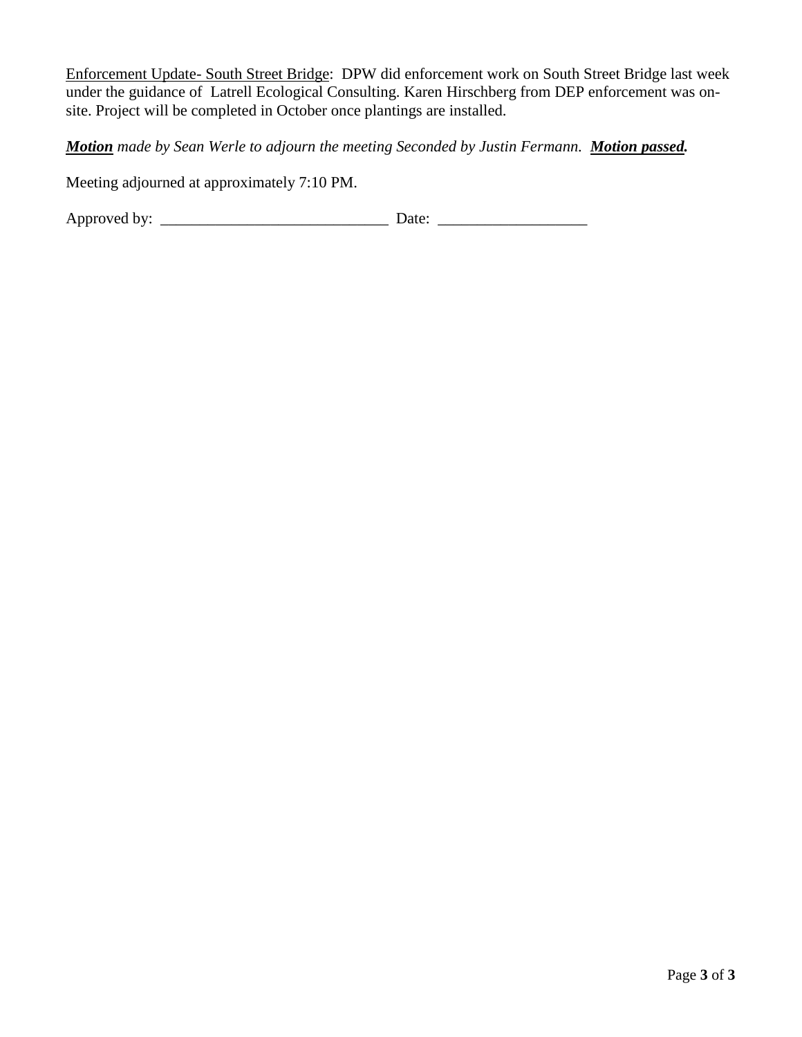<u>Enforcement Update- South Street Bridge</u>: DPW did enforcement work on South Street Bridge last week under the guidance of Latrell Ecological Consulting. Karen Hirschberg from DEP enforcement was on-site. Project will be completed in October once plantings are installed.

***<u>Motion</u>*** *made by Sean Werle to adjourn the meeting Seconded by Justin Fermann.* ***<u>Motion passed</u>.***

Meeting adjourned at approximately 7:10 PM.

Approved by: ______________________________ Date: ___________________